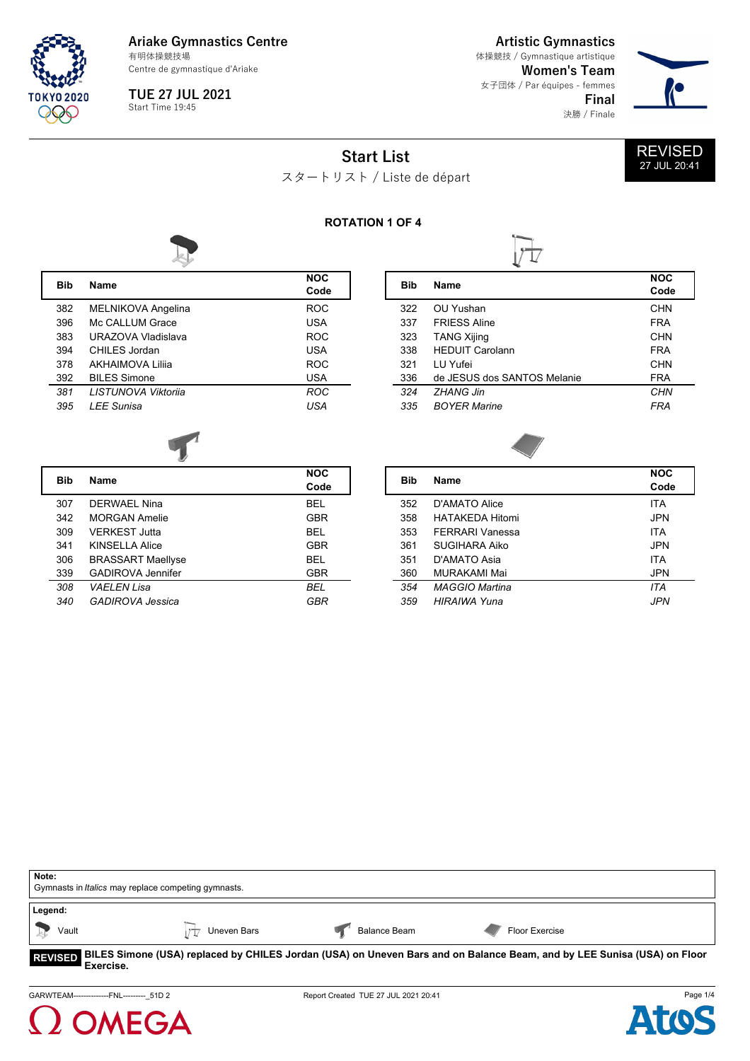**Ariake Gymnastics Centre**
有明体操競技場
Centre de gymnastique d'Ariake

**TUE 27 JUL 2021**
Start Time 19:45

**Artistic Gymnastics**
体操競技 / Gymnastique artistique
**Women's Team**
女子団体 / Par équipes - femmes
**Final**
決勝 / Finale

# Start List

スタートリスト / Liste de départ

**REVISED**
27 JUL 20:41

### ROTATION 1 OF 4

**Vault**

| Bib | Name | NOC Code |
|---|---|---|
| 382 | MELNIKOVA Angelina | ROC |
| 396 | Mc CALLUM Grace | USA |
| 383 | URAZOVA Vladislava | ROC |
| 394 | CHILES Jordan | USA |
| 378 | AKHAIMOVA Liliia | ROC |
| 392 | BILES Simone | USA |
| *381* | *LISTUNOVA Viktoriia* | *ROC* |
| *395* | *LEE Sunisa* | *USA* |

**Uneven Bars**

| Bib | Name | NOC Code |
|---|---|---|
| 322 | OU Yushan | CHN |
| 337 | FRIESS Aline | FRA |
| 323 | TANG Xijing | CHN |
| 338 | HEDUIT Carolann | FRA |
| 321 | LU Yufei | CHN |
| 336 | de JESUS dos SANTOS Melanie | FRA |
| *324* | *ZHANG Jin* | *CHN* |
| *335* | *BOYER Marine* | *FRA* |

**Balance Beam**

| Bib | Name | NOC Code |
|---|---|---|
| 307 | DERWAEL Nina | BEL |
| 342 | MORGAN Amelie | GBR |
| 309 | VERKEST Jutta | BEL |
| 341 | KINSELLA Alice | GBR |
| 306 | BRASSART Maellyse | BEL |
| 339 | GADIROVA Jennifer | GBR |
| *308* | *VAELEN Lisa* | *BEL* |
| *340* | *GADIROVA Jessica* | *GBR* |

**Floor Exercise**

| Bib | Name | NOC Code |
|---|---|---|
| 352 | D'AMATO Alice | ITA |
| 358 | HATAKEDA Hitomi | JPN |
| 353 | FERRARI Vanessa | ITA |
| 361 | SUGIHARA Aiko | JPN |
| 351 | D'AMATO Asia | ITA |
| 360 | MURAKAMI Mai | JPN |
| *354* | *MAGGIO Martina* | *ITA* |
| *359* | *HIRAIWA Yuna* | *JPN* |

**Note:**
Gymnasts in *Italics* may replace competing gymnasts.

**Legend:**
Vault — Uneven Bars — Balance Beam — Floor Exercise

**REVISED** **BILES Simone (USA) replaced by CHILES Jordan (USA) on Uneven Bars and on Balance Beam, and by LEE Sunisa (USA) on Floor Exercise.**

GARWTEAM--------------FNL---------_51D 2 — Report Created TUE 27 JUL 2021 20:41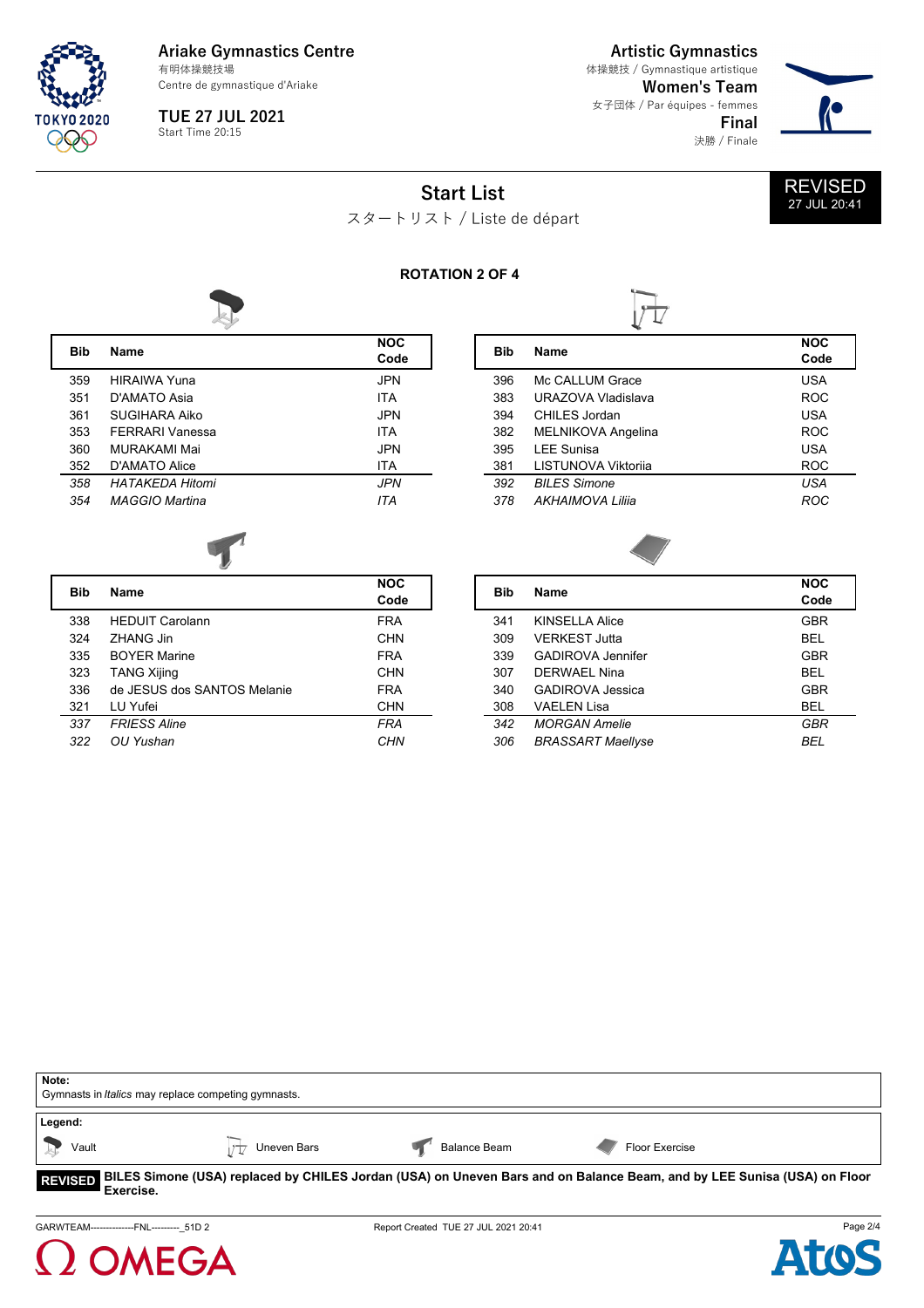Ariake Gymnastics Centre
有明体操競技場
Centre de gymnastique d'Ariake

TUE 27 JUL 2021
Start Time 20:15

Artistic Gymnastics
体操競技 / Gymnastique artistique
Women's Team
女子団体 / Par équipes - femmes
Final
決勝 / Finale

# Start List

スタートリスト / Liste de départ

REVISED
27 JUL 20:41

## ROTATION 2 OF 4

**Vault**

| Bib | Name | NOC Code |
|---|---|---|
| 359 | HIRAIWA Yuna | JPN |
| 351 | D'AMATO Asia | ITA |
| 361 | SUGIHARA Aiko | JPN |
| 353 | FERRARI Vanessa | ITA |
| 360 | MURAKAMI Mai | JPN |
| 352 | D'AMATO Alice | ITA |
| *358* | *HATAKEDA Hitomi* | *JPN* |
| *354* | *MAGGIO Martina* | *ITA* |

**Uneven Bars**

| Bib | Name | NOC Code |
|---|---|---|
| 396 | Mc CALLUM Grace | USA |
| 383 | URAZOVA Vladislava | ROC |
| 394 | CHILES Jordan | USA |
| 382 | MELNIKOVA Angelina | ROC |
| 395 | LEE Sunisa | USA |
| 381 | LISTUNOVA Viktoriia | ROC |
| *392* | *BILES Simone* | *USA* |
| *378* | *AKHAIMOVA Liliia* | *ROC* |

**Balance Beam**

| Bib | Name | NOC Code |
|---|---|---|
| 338 | HEDUIT Carolann | FRA |
| 324 | ZHANG Jin | CHN |
| 335 | BOYER Marine | FRA |
| 323 | TANG Xijing | CHN |
| 336 | de JESUS dos SANTOS Melanie | FRA |
| 321 | LU Yufei | CHN |
| *337* | *FRIESS Aline* | *FRA* |
| *322* | *OU Yushan* | *CHN* |

**Floor Exercise**

| Bib | Name | NOC Code |
|---|---|---|
| 341 | KINSELLA Alice | GBR |
| 309 | VERKEST Jutta | BEL |
| 339 | GADIROVA Jennifer | GBR |
| 307 | DERWAEL Nina | BEL |
| 340 | GADIROVA Jessica | GBR |
| 308 | VAELEN Lisa | BEL |
| *342* | *MORGAN Amelie* | *GBR* |
| *306* | *BRASSART Maellyse* | *BEL* |

**Note:**
Gymnasts in *Italics* may replace competing gymnasts.

**Legend:**
Vault — Uneven Bars — Balance Beam — Floor Exercise

**REVISED** **BILES Simone (USA) replaced by CHILES Jordan (USA) on Uneven Bars and on Balance Beam, and by LEE Sunisa (USA) on Floor Exercise.**

GARWTEAM--------------FNL---------_51D 2 — Report Created TUE 27 JUL 2021 20:41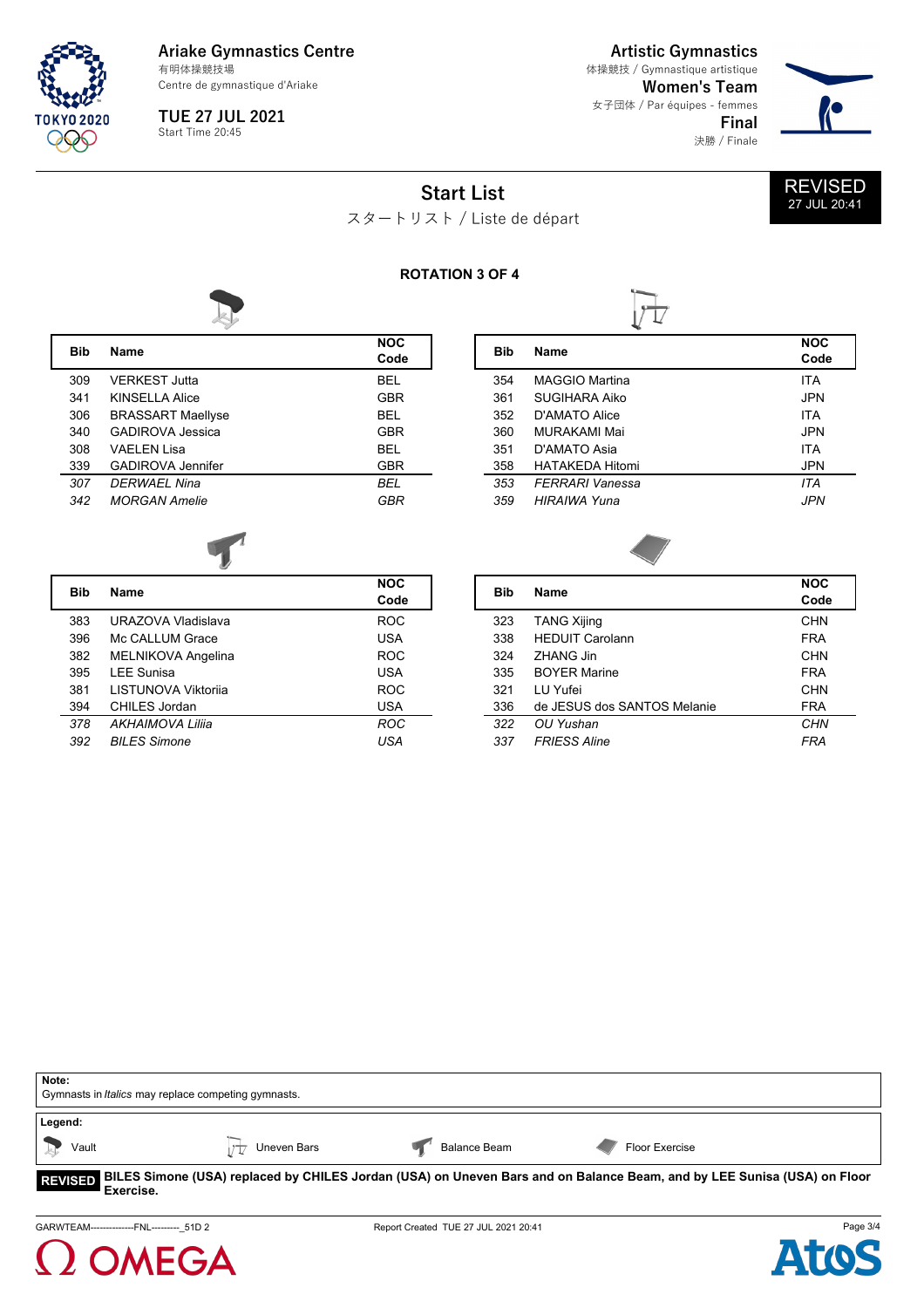# Ariake Gymnastics Centre

有明体操競技場

Centre de gymnastique d'Ariake

**TUE 27 JUL 2021**

Start Time 20:45

## Artistic Gymnastics

体操競技 / Gymnastique artistique

**Women's Team**

女子団体 / Par équipes - femmes

**Final**

決勝 / Finale

**REVISED** 27 JUL 20:41

# Start List

スタートリスト / Liste de départ

**ROTATION 3 OF 4**

### Vault

| Bib | Name | NOC Code |
|---|---|---|
| 309 | VERKEST Jutta | BEL |
| 341 | KINSELLA Alice | GBR |
| 306 | BRASSART Maellyse | BEL |
| 340 | GADIROVA Jessica | GBR |
| 308 | VAELEN Lisa | BEL |
| 339 | GADIROVA Jennifer | GBR |
| *307* | *DERWAEL Nina* | *BEL* |
| *342* | *MORGAN Amelie* | *GBR* |

### Uneven Bars

| Bib | Name | NOC Code |
|---|---|---|
| 354 | MAGGIO Martina | ITA |
| 361 | SUGIHARA Aiko | JPN |
| 352 | D'AMATO Alice | ITA |
| 360 | MURAKAMI Mai | JPN |
| 351 | D'AMATO Asia | ITA |
| 358 | HATAKEDA Hitomi | JPN |
| *353* | *FERRARI Vanessa* | *ITA* |
| *359* | *HIRAIWA Yuna* | *JPN* |

### Balance Beam

| Bib | Name | NOC Code |
|---|---|---|
| 383 | URAZOVA Vladislava | ROC |
| 396 | Mc CALLUM Grace | USA |
| 382 | MELNIKOVA Angelina | ROC |
| 395 | LEE Sunisa | USA |
| 381 | LISTUNOVA Viktoriia | ROC |
| 394 | CHILES Jordan | USA |
| *378* | *AKHAIMOVA Liliia* | *ROC* |
| *392* | *BILES Simone* | *USA* |

### Floor Exercise

| Bib | Name | NOC Code |
|---|---|---|
| 323 | TANG Xijing | CHN |
| 338 | HEDUIT Carolann | FRA |
| 324 | ZHANG Jin | CHN |
| 335 | BOYER Marine | FRA |
| 321 | LU Yufei | CHN |
| 336 | de JESUS dos SANTOS Melanie | FRA |
| *322* | *OU Yushan* | *CHN* |
| *337* | *FRIESS Aline* | *FRA* |

**Note:**
Gymnasts in *Italics* may replace competing gymnasts.

**Legend:**
Vault | Uneven Bars | Balance Beam | Floor Exercise

**REVISED** **BILES Simone (USA) replaced by CHILES Jordan (USA) on Uneven Bars and on Balance Beam, and by LEE Sunisa (USA) on Floor Exercise.**

GARWTEAM--------------FNL---------_51D 2 — Report Created TUE 27 JUL 2021 20:41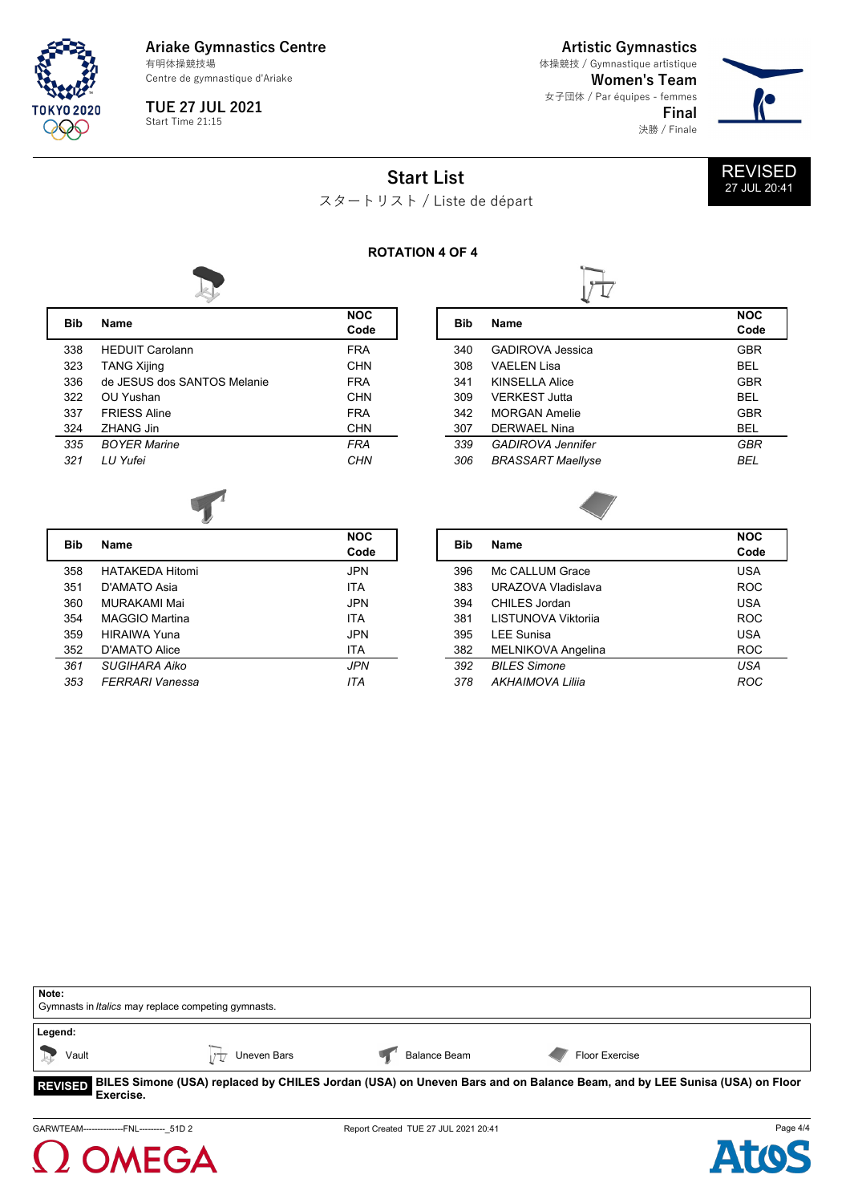Ariake Gymnastics Centre
有明体操競技場
Centre de gymnastique d'Ariake

TUE 27 JUL 2021
Start Time 21:15

Artistic Gymnastics
体操競技 / Gymnastique artistique
Women's Team
女子団体 / Par équipes - femmes
Final
決勝 / Finale

# Start List

スタートリスト / Liste de départ

REVISED
27 JUL 20:41

## ROTATION 4 OF 4

**Vault**

| Bib | Name | NOC Code |
|---|---|---|
| 338 | HEDUIT Carolann | FRA |
| 323 | TANG Xijing | CHN |
| 336 | de JESUS dos SANTOS Melanie | FRA |
| 322 | OU Yushan | CHN |
| 337 | FRIESS Aline | FRA |
| 324 | ZHANG Jin | CHN |
| *335* | *BOYER Marine* | *FRA* |
| *321* | *LU Yufei* | *CHN* |

**Uneven Bars**

| Bib | Name | NOC Code |
|---|---|---|
| 340 | GADIROVA Jessica | GBR |
| 308 | VAELEN Lisa | BEL |
| 341 | KINSELLA Alice | GBR |
| 309 | VERKEST Jutta | BEL |
| 342 | MORGAN Amelie | GBR |
| 307 | DERWAEL Nina | BEL |
| *339* | *GADIROVA Jennifer* | *GBR* |
| *306* | *BRASSART Maellyse* | *BEL* |

**Balance Beam**

| Bib | Name | NOC Code |
|---|---|---|
| 358 | HATAKEDA Hitomi | JPN |
| 351 | D'AMATO Asia | ITA |
| 360 | MURAKAMI Mai | JPN |
| 354 | MAGGIO Martina | ITA |
| 359 | HIRAIWA Yuna | JPN |
| 352 | D'AMATO Alice | ITA |
| *361* | *SUGIHARA Aiko* | *JPN* |
| *353* | *FERRARI Vanessa* | *ITA* |

**Floor Exercise**

| Bib | Name | NOC Code |
|---|---|---|
| 396 | Mc CALLUM Grace | USA |
| 383 | URAZOVA Vladislava | ROC |
| 394 | CHILES Jordan | USA |
| 381 | LISTUNOVA Viktoriia | ROC |
| 395 | LEE Sunisa | USA |
| 382 | MELNIKOVA Angelina | ROC |
| *392* | *BILES Simone* | *USA* |
| *378* | *AKHAIMOVA Liliia* | *ROC* |

**Note:**
Gymnasts in *Italics* may replace competing gymnasts.

**Legend:**
Vault — Uneven Bars — Balance Beam — Floor Exercise

**REVISED** **BILES Simone (USA) replaced by CHILES Jordan (USA) on Uneven Bars and on Balance Beam, and by LEE Sunisa (USA) on Floor Exercise.**

GARWTEAM--------------FNL---------_51D 2    Report Created TUE 27 JUL 2021 20:41